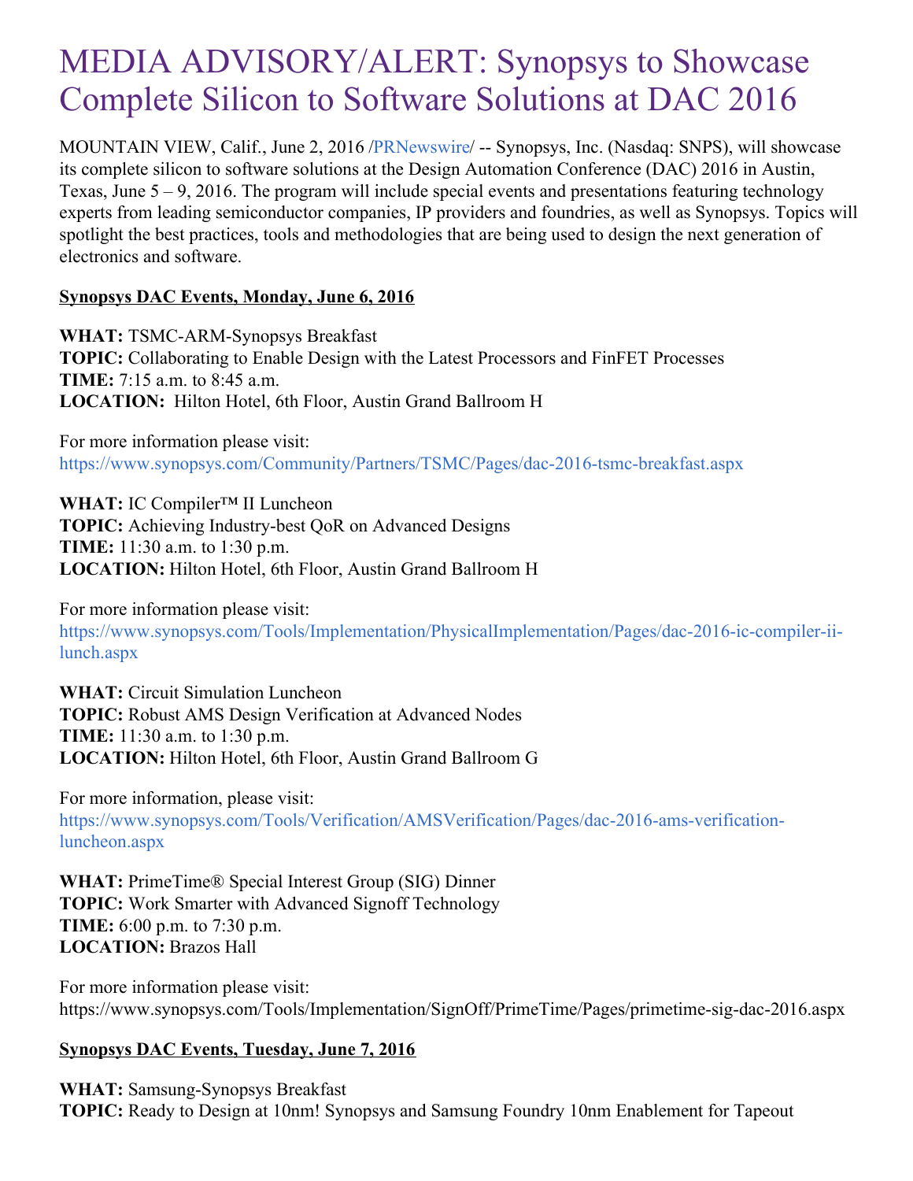# MEDIA ADVISORY/ALERT: Synopsys to Showcase Complete Silicon to Software Solutions at DAC 2016

MOUNTAIN VIEW, Calif., June 2, 2016 /PRNewswire/ -- Synopsys, Inc. (Nasdaq: SNPS), will showcase its complete silicon to software solutions at the Design Automation Conference (DAC) 2016 in Austin, Texas, June 5 – 9, 2016. The program will include special events and presentations featuring technology experts from leading semiconductor companies, IP providers and foundries, as well as Synopsys. Topics will spotlight the best practices, tools and methodologies that are being used to design the next generation of electronics and software.

**Synopsys DAC Events, Monday, June 6, 2016**

**WHAT:** TSMC-ARM-Synopsys Breakfast
**TOPIC:** Collaborating to Enable Design with the Latest Processors and FinFET Processes
**TIME:** 7:15 a.m. to 8:45 a.m.
**LOCATION:** Hilton Hotel, 6th Floor, Austin Grand Ballroom H

For more information please visit:
https://www.synopsys.com/Community/Partners/TSMC/Pages/dac-2016-tsmc-breakfast.aspx

**WHAT:** IC Compiler™ II Luncheon
**TOPIC:** Achieving Industry-best QoR on Advanced Designs
**TIME:** 11:30 a.m. to 1:30 p.m.
**LOCATION:** Hilton Hotel, 6th Floor, Austin Grand Ballroom H

For more information please visit:
https://www.synopsys.com/Tools/Implementation/PhysicalImplementation/Pages/dac-2016-ic-compiler-ii-lunch.aspx

**WHAT:** Circuit Simulation Luncheon
**TOPIC:** Robust AMS Design Verification at Advanced Nodes
**TIME:** 11:30 a.m. to 1:30 p.m.
**LOCATION:** Hilton Hotel, 6th Floor, Austin Grand Ballroom G

For more information, please visit:
https://www.synopsys.com/Tools/Verification/AMSVerification/Pages/dac-2016-ams-verification-luncheon.aspx

**WHAT:** PrimeTime® Special Interest Group (SIG) Dinner
**TOPIC:** Work Smarter with Advanced Signoff Technology
**TIME:** 6:00 p.m. to 7:30 p.m.
**LOCATION:** Brazos Hall

For more information please visit:
https://www.synopsys.com/Tools/Implementation/SignOff/PrimeTime/Pages/primetime-sig-dac-2016.aspx

**Synopsys DAC Events, Tuesday, June 7, 2016**

**WHAT:** Samsung-Synopsys Breakfast
**TOPIC:** Ready to Design at 10nm! Synopsys and Samsung Foundry 10nm Enablement for Tapeout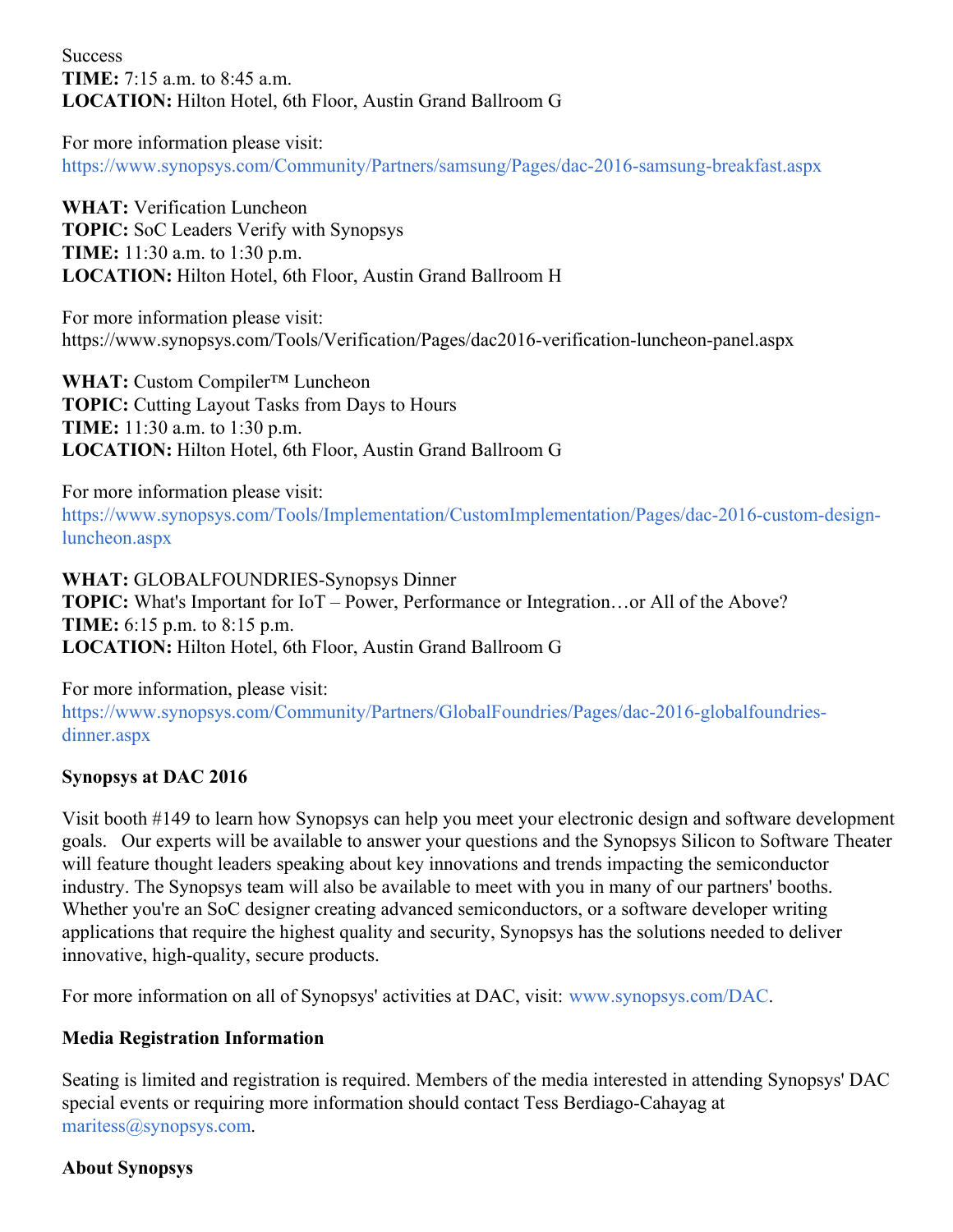Success
**TIME:** 7:15 a.m. to 8:45 a.m.
**LOCATION:** Hilton Hotel, 6th Floor, Austin Grand Ballroom G

For more information please visit:
https://www.synopsys.com/Community/Partners/samsung/Pages/dac-2016-samsung-breakfast.aspx

**WHAT:** Verification Luncheon
**TOPIC:** SoC Leaders Verify with Synopsys
**TIME:** 11:30 a.m. to 1:30 p.m.
**LOCATION:** Hilton Hotel, 6th Floor, Austin Grand Ballroom H

For more information please visit:
https://www.synopsys.com/Tools/Verification/Pages/dac2016-verification-luncheon-panel.aspx

**WHAT:** Custom Compiler™ Luncheon
**TOPIC:** Cutting Layout Tasks from Days to Hours
**TIME:** 11:30 a.m. to 1:30 p.m.
**LOCATION:** Hilton Hotel, 6th Floor, Austin Grand Ballroom G

For more information please visit:
https://www.synopsys.com/Tools/Implementation/CustomImplementation/Pages/dac-2016-custom-design-luncheon.aspx

**WHAT:** GLOBALFOUNDRIES-Synopsys Dinner
**TOPIC:** What's Important for IoT – Power, Performance or Integration…or All of the Above?
**TIME:** 6:15 p.m. to 8:15 p.m.
**LOCATION:** Hilton Hotel, 6th Floor, Austin Grand Ballroom G

For more information, please visit:
https://www.synopsys.com/Community/Partners/GlobalFoundries/Pages/dac-2016-globalfoundries-dinner.aspx

**Synopsys at DAC 2016**

Visit booth #149 to learn how Synopsys can help you meet your electronic design and software development goals. Our experts will be available to answer your questions and the Synopsys Silicon to Software Theater will feature thought leaders speaking about key innovations and trends impacting the semiconductor industry. The Synopsys team will also be available to meet with you in many of our partners' booths. Whether you're an SoC designer creating advanced semiconductors, or a software developer writing applications that require the highest quality and security, Synopsys has the solutions needed to deliver innovative, high-quality, secure products.

For more information on all of Synopsys' activities at DAC, visit: www.synopsys.com/DAC.

**Media Registration Information**

Seating is limited and registration is required. Members of the media interested in attending Synopsys' DAC special events or requiring more information should contact Tess Berdiago-Cahayag at maritess@synopsys.com.

**About Synopsys**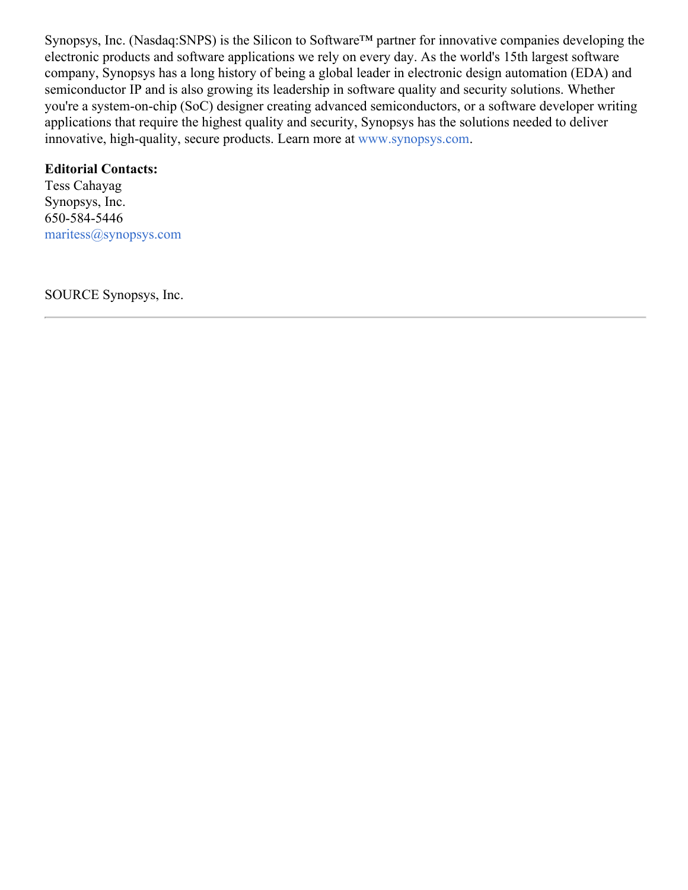Synopsys, Inc. (Nasdaq:SNPS) is the Silicon to Software™ partner for innovative companies developing the electronic products and software applications we rely on every day. As the world's 15th largest software company, Synopsys has a long history of being a global leader in electronic design automation (EDA) and semiconductor IP and is also growing its leadership in software quality and security solutions. Whether you're a system-on-chip (SoC) designer creating advanced semiconductors, or a software developer writing applications that require the highest quality and security, Synopsys has the solutions needed to deliver innovative, high-quality, secure products. Learn more at www.synopsys.com.

**Editorial Contacts:**
Tess Cahayag
Synopsys, Inc.
650-584-5446
maritess@synopsys.com

SOURCE Synopsys, Inc.

---